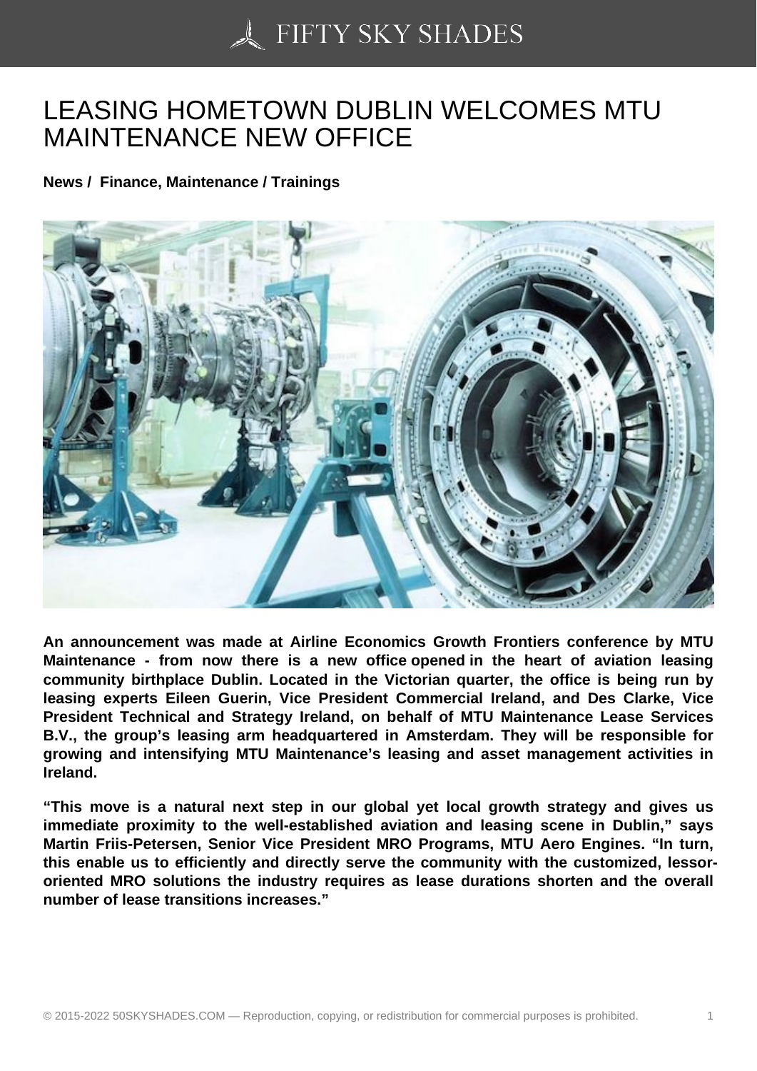# LEASING HOMETOWN DUBLIN WELCOMES MTU MAINTENANCE NEW OFFICE

**News / Finance, Maintenance / Trainings**

**An announcement was made at Airline Economics Growth Frontiers conference by MTU Maintenance - from now there is a new office opened in the heart of aviation leasing community birthplace Dublin. Located in the Victorian quarter, the office is being run by leasing experts Eileen Guerin, Vice President Commercial Ireland, and Des Clarke, Vice President Technical and Strategy Ireland, on behalf of MTU Maintenance Lease Services B.V., the group's leasing arm headquartered in Amsterdam. They will be responsible for growing and intensifying MTU Maintenance's leasing and asset management activities in Ireland.**

**"This move is a natural next step in our global yet local growth strategy and gives us immediate proximity to the well-established aviation and leasing scene in Dublin," says Martin Friis-Petersen, Senior Vice President MRO Programs, MTU Aero Engines. "In turn, this enable us to efficiently and directly serve the community with the customized, lessor-oriented MRO solutions the industry requires as lease durations shorten and the overall number of lease transitions increases."**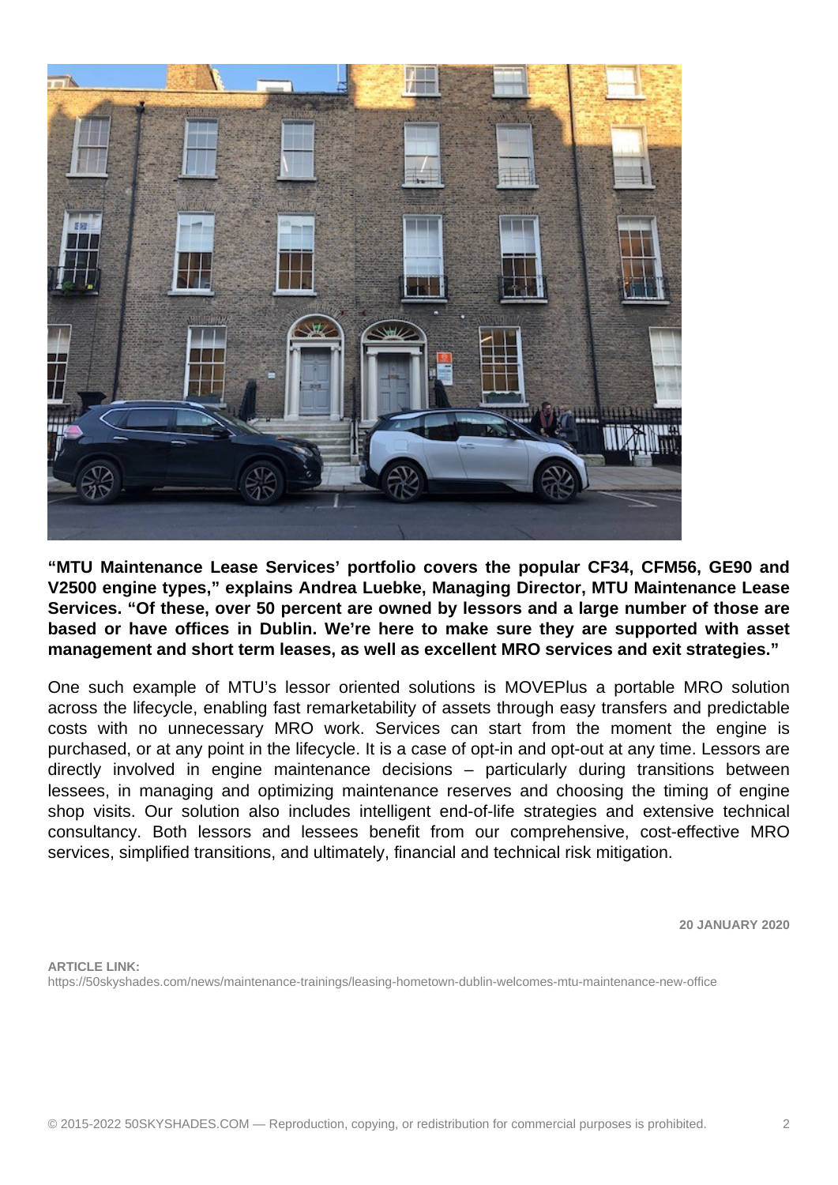**“MTU Maintenance Lease Services’ portfolio covers the popular CF34, CFM56, GE90 and V2500 engine types,” explains Andrea Luebke, Managing Director, MTU Maintenance Lease Services. “Of these, over 50 percent are owned by lessors and a large number of those are based or have offices in Dublin. We’re here to make sure they are supported with asset management and short term leases, as well as excellent MRO services and exit strategies.”**

One such example of MTU’s lessor oriented solutions is MOVEPlus a portable MRO solution across the lifecycle, enabling fast remarketability of assets through easy transfers and predictable costs with no unnecessary MRO work. Services can start from the moment the engine is purchased, or at any point in the lifecycle. It is a case of opt-in and opt-out at any time. Lessors are directly involved in engine maintenance decisions – particularly during transitions between lessees, in managing and optimizing maintenance reserves and choosing the timing of engine shop visits. Our solution also includes intelligent end-of-life strategies and extensive technical consultancy. Both lessors and lessees benefit from our comprehensive, cost-effective MRO services, simplified transitions, and ultimately, financial and technical risk mitigation.

**20 JANUARY 2020**

**ARTICLE LINK:**
https://50skyshades.com/news/maintenance-trainings/leasing-hometown-dublin-welcomes-mtu-maintenance-new-office